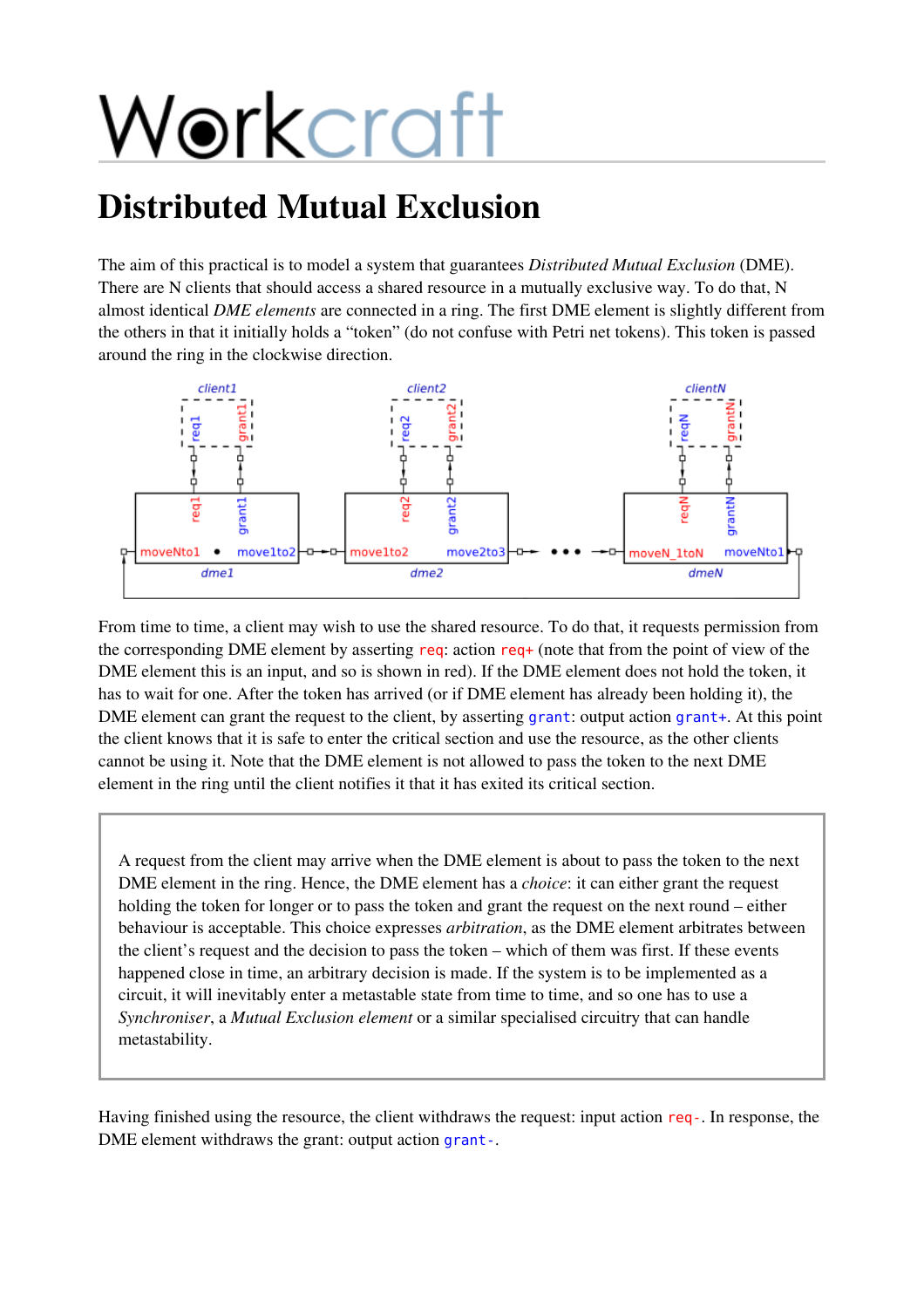# Workcraft

## Distributed Mutual Exclusion

The aim of this practical is to model a system that guarantees *Distributed Mutual Exclusion* (DME). There are N clients that should access a shared resource in a mutually exclusive way. To do that, N almost identical *DME elements* are connected in a ring. The first DME element is slightly different from the others in that it initially holds a "token" (do not confuse with Petri net tokens). This token is passed around the ring in the clockwise direction.

From time to time, a client may wish to use the shared resource. To do that, it requests permission from the corresponding DME element by asserting `req`: action `req+` (note that from the point of view of the DME element this is an input, and so is shown in red). If the DME element does not hold the token, it has to wait for one. After the token has arrived (or if DME element has already been holding it), the DME element can grant the request to the client, by asserting `grant`: output action `grant+`. At this point the client knows that it is safe to enter the critical section and use the resource, as the other clients cannot be using it. Note that the DME element is not allowed to pass the token to the next DME element in the ring until the client notifies it that it has exited its critical section.

> A request from the client may arrive when the DME element is about to pass the token to the next DME element in the ring. Hence, the DME element has a *choice*: it can either grant the request holding the token for longer or to pass the token and grant the request on the next round – either behaviour is acceptable. This choice expresses *arbitration*, as the DME element arbitrates between the client's request and the decision to pass the token – which of them was first. If these events happened close in time, an arbitrary decision is made. If the system is to be implemented as a circuit, it will inevitably enter a metastable state from time to time, and so one has to use a *Synchroniser*, a *Mutual Exclusion element* or a similar specialised circuitry that can handle metastability.

Having finished using the resource, the client withdraws the request: input action `req-`. In response, the DME element withdraws the grant: output action `grant-`.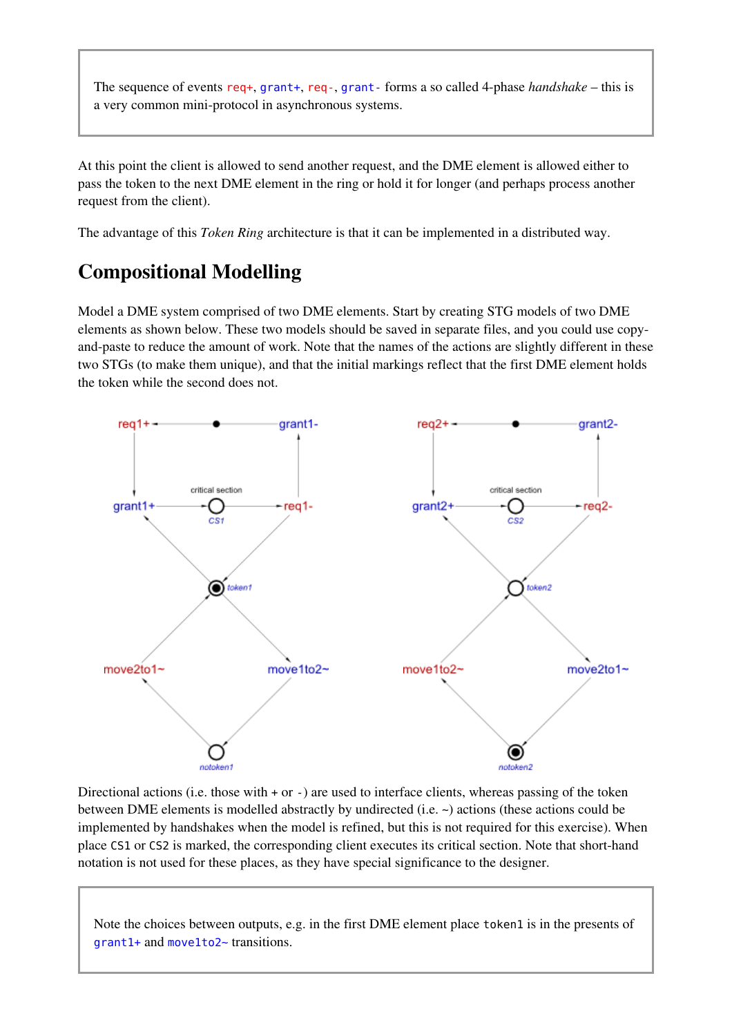The sequence of events `req+`, `grant+`, `req-`, `grant-` forms a so called 4-phase *handshake* – this is a very common mini-protocol in asynchronous systems.

At this point the client is allowed to send another request, and the DME element is allowed either to pass the token to the next DME element in the ring or hold it for longer (and perhaps process another request from the client).

The advantage of this *Token Ring* architecture is that it can be implemented in a distributed way.

## Compositional Modelling

Model a DME system comprised of two DME elements. Start by creating STG models of two DME elements as shown below. These two models should be saved in separate files, and you could use copy-and-paste to reduce the amount of work. Note that the names of the actions are slightly different in these two STGs (to make them unique), and that the initial markings reflect that the first DME element holds the token while the second does not.

Directional actions (i.e. those with `+` or `-`) are used to interface clients, whereas passing of the token between DME elements is modelled abstractly by undirected (i.e. `~`) actions (these actions could be implemented by handshakes when the model is refined, but this is not required for this exercise). When place `CS1` or `CS2` is marked, the corresponding client executes its critical section. Note that short-hand notation is not used for these places, as they have special significance to the designer.

Note the choices between outputs, e.g. in the first DME element place `token1` is in the presents of `grant1+` and `move1to2~` transitions.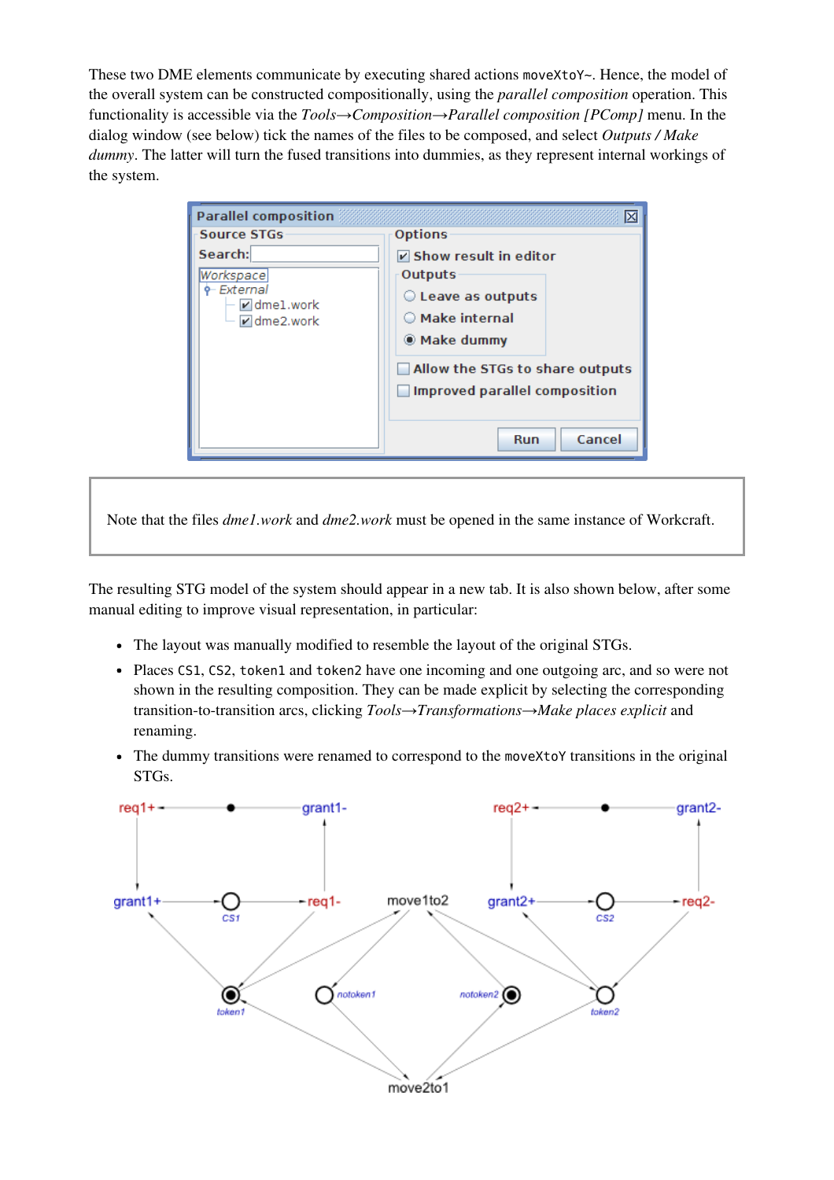These two DME elements communicate by executing shared actions `moveXtoY~`. Hence, the model of the overall system can be constructed compositionally, using the *parallel composition* operation. This functionality is accessible via the *Tools→Composition→Parallel composition [PComp]* menu. In the dialog window (see below) tick the names of the files to be composed, and select *Outputs / Make dummy*. The latter will turn the fused transitions into dummies, as they represent internal workings of the system.

> Note that the files *dme1.work* and *dme2.work* must be opened in the same instance of Workcraft.

The resulting STG model of the system should appear in a new tab. It is also shown below, after some manual editing to improve visual representation, in particular:

- The layout was manually modified to resemble the layout of the original STGs.
- Places `CS1`, `CS2`, `token1` and `token2` have one incoming and one outgoing arc, and so were not shown in the resulting composition. They can be made explicit by selecting the corresponding transition-to-transition arcs, clicking *Tools→Transformations→Make places explicit* and renaming.
- The dummy transitions were renamed to correspond to the `moveXtoY` transitions in the original STGs.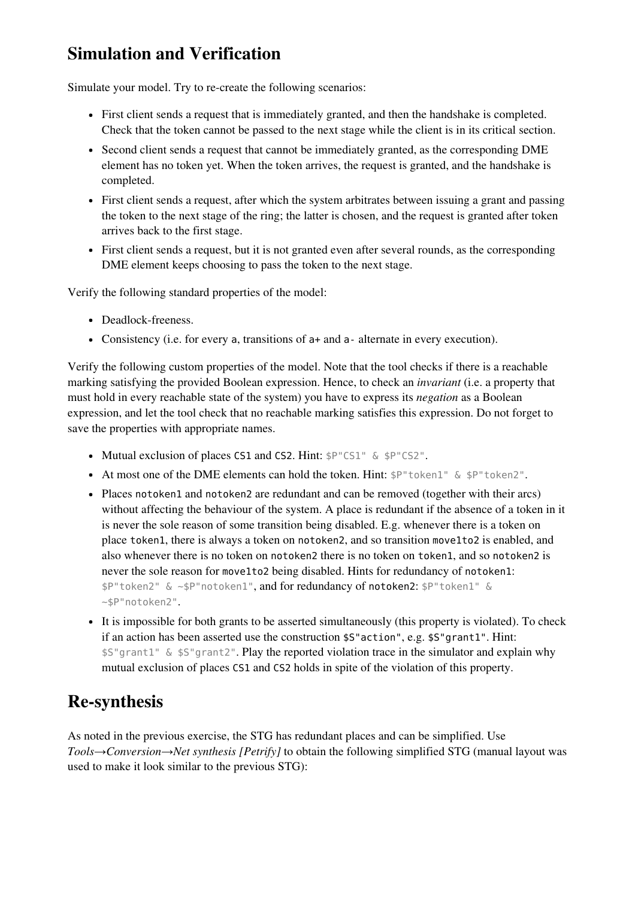## Simulation and Verification

Simulate your model. Try to re-create the following scenarios:

- First client sends a request that is immediately granted, and then the handshake is completed. Check that the token cannot be passed to the next stage while the client is in its critical section.
- Second client sends a request that cannot be immediately granted, as the corresponding DME element has no token yet. When the token arrives, the request is granted, and the handshake is completed.
- First client sends a request, after which the system arbitrates between issuing a grant and passing the token to the next stage of the ring; the latter is chosen, and the request is granted after token arrives back to the first stage.
- First client sends a request, but it is not granted even after several rounds, as the corresponding DME element keeps choosing to pass the token to the next stage.

Verify the following standard properties of the model:

- Deadlock-freeness.
- Consistency (i.e. for every `a`, transitions of `a+` and `a-` alternate in every execution).

Verify the following custom properties of the model. Note that the tool checks if there is a reachable marking satisfying the provided Boolean expression. Hence, to check an *invariant* (i.e. a property that must hold in every reachable state of the system) you have to express its *negation* as a Boolean expression, and let the tool check that no reachable marking satisfies this expression. Do not forget to save the properties with appropriate names.

- Mutual exclusion of places `CS1` and `CS2`. Hint: `$P"CS1" & $P"CS2"`.
- At most one of the DME elements can hold the token. Hint: `$P"token1" & $P"token2"`.
- Places `notoken1` and `notoken2` are redundant and can be removed (together with their arcs) without affecting the behaviour of the system. A place is redundant if the absence of a token in it is never the sole reason of some transition being disabled. E.g. whenever there is a token on place `token1`, there is always a token on `notoken2`, and so transition `move1to2` is enabled, and also whenever there is no token on `notoken2` there is no token on `token1`, and so `notoken2` is never the sole reason for `move1to2` being disabled. Hints for redundancy of `notoken1`: `$P"token2" & ~$P"notoken1"`, and for redundancy of `notoken2`: `$P"token1" & ~$P"notoken2"`.
- It is impossible for both grants to be asserted simultaneously (this property is violated). To check if an action has been asserted use the construction `$S"action"`, e.g. `$S"grant1"`. Hint: `$S"grant1" & $S"grant2"`. Play the reported violation trace in the simulator and explain why mutual exclusion of places `CS1` and `CS2` holds in spite of the violation of this property.

## Re-synthesis

As noted in the previous exercise, the STG has redundant places and can be simplified. Use *Tools→Conversion→Net synthesis [Petrify]* to obtain the following simplified STG (manual layout was used to make it look similar to the previous STG):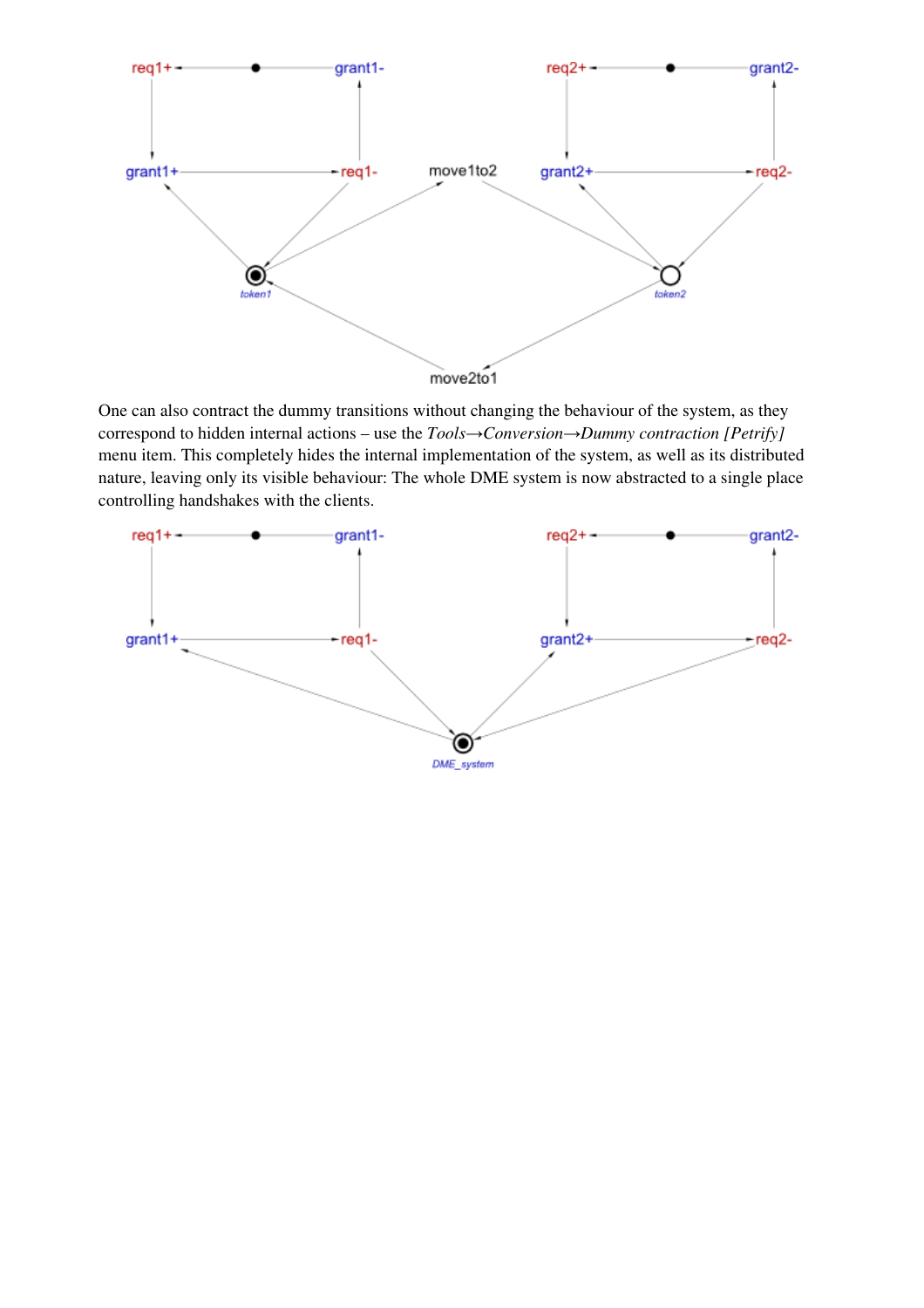req1+ grant1- req2+ grant2-

grant1+ req1- move1to2 grant2+ req2-

token1 token2

move2to1

One can also contract the dummy transitions without changing the behaviour of the system, as they correspond to hidden internal actions – use the *Tools→Conversion→Dummy contraction [Petrify]* menu item. This completely hides the internal implementation of the system, as well as its distributed nature, leaving only its visible behaviour: The whole DME system is now abstracted to a single place controlling handshakes with the clients.

req1+ grant1- req2+ grant2-

grant1+ req1- grant2+ req2-

DME_system